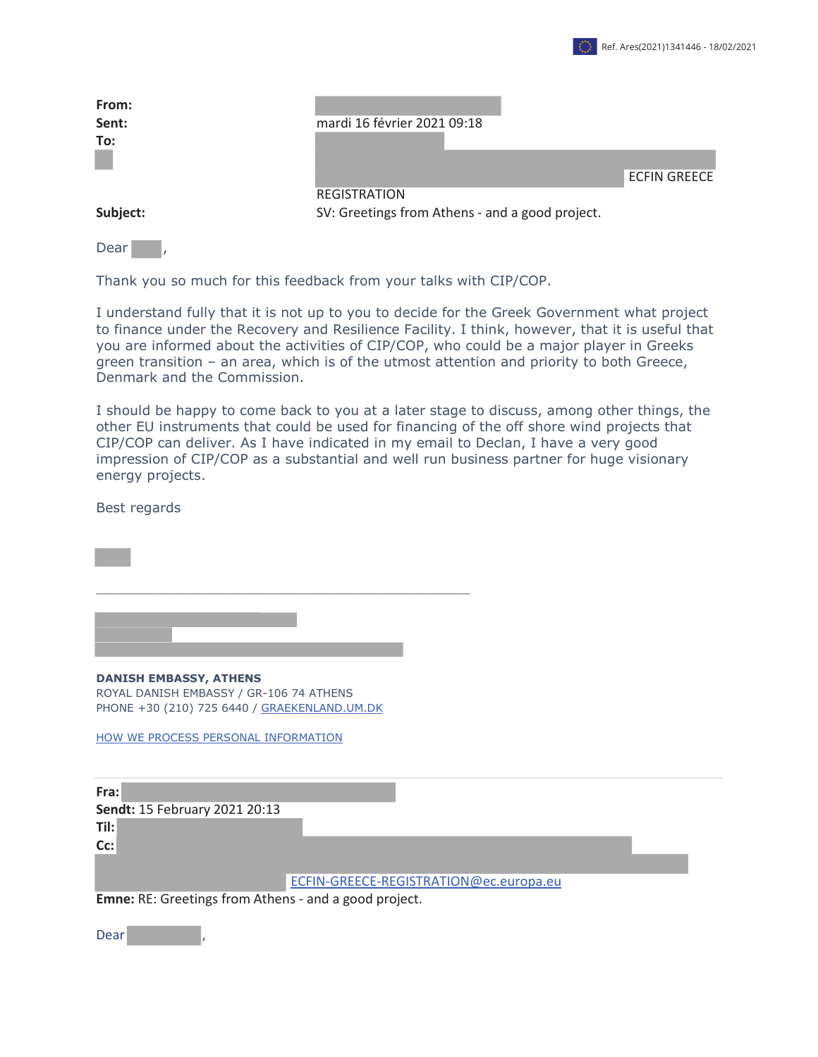Ref. Ares(2021)1341446 - 18/02/2021

**From:**
**Sent:** mardi 16 février 2021 09:18
**To:** ECFIN GREECE REGISTRATION
**Subject:** SV: Greetings from Athens - and a good project.

Dear ,

Thank you so much for this feedback from your talks with CIP/COP.

I understand fully that it is not up to you to decide for the Greek Government what project to finance under the Recovery and Resilience Facility. I think, however, that it is useful that you are informed about the activities of CIP/COP, who could be a major player in Greeks green transition – an area, which is of the utmost attention and priority to both Greece, Denmark and the Commission.

I should be happy to come back to you at a later stage to discuss, among other things, the other EU instruments that could be used for financing of the off shore wind projects that CIP/COP can deliver. As I have indicated in my email to Declan, I have a very good impression of CIP/COP as a substantial and well run business partner for huge visionary energy projects.

Best regards

---

**DANISH EMBASSY, ATHENS**
ROYAL DANISH EMBASSY / GR-106 74 ATHENS
PHONE +30 (210) 725 6440 / GRAEKENLAND.UM.DK

HOW WE PROCESS PERSONAL INFORMATION

---

**Fra:**
**Sendt:** 15 February 2021 20:13
**Til:**
**Cc:** ECFIN-GREECE-REGISTRATION@ec.europa.eu
**Emne:** RE: Greetings from Athens - and a good project.

Dear ,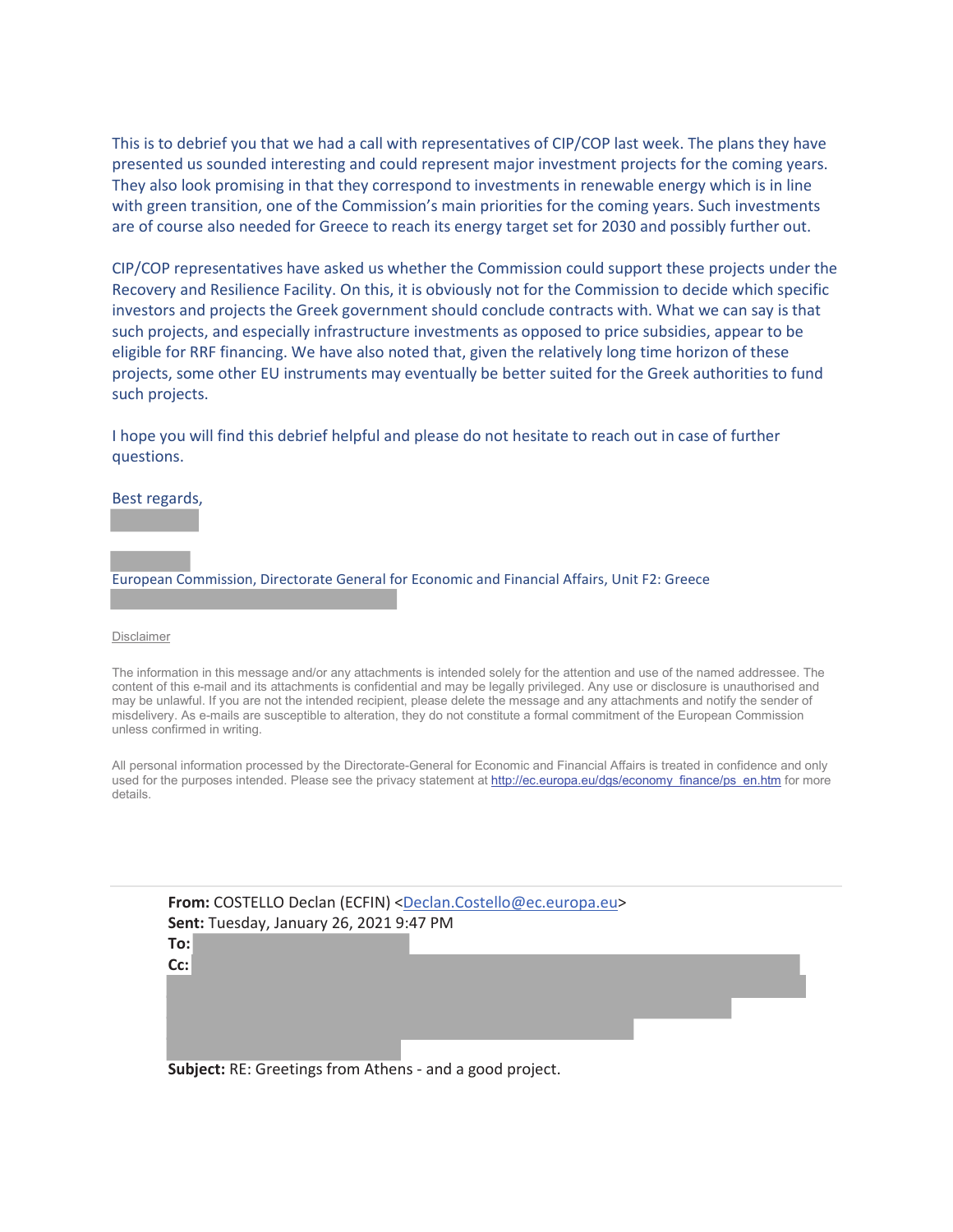This is to debrief you that we had a call with representatives of CIP/COP last week. The plans they have presented us sounded interesting and could represent major investment projects for the coming years. They also look promising in that they correspond to investments in renewable energy which is in line with green transition, one of the Commission's main priorities for the coming years. Such investments are of course also needed for Greece to reach its energy target set for 2030 and possibly further out.

CIP/COP representatives have asked us whether the Commission could support these projects under the Recovery and Resilience Facility. On this, it is obviously not for the Commission to decide which specific investors and projects the Greek government should conclude contracts with. What we can say is that such projects, and especially infrastructure investments as opposed to price subsidies, appear to be eligible for RRF financing. We have also noted that, given the relatively long time horizon of these projects, some other EU instruments may eventually be better suited for the Greek authorities to fund such projects.

I hope you will find this debrief helpful and please do not hesitate to reach out in case of further questions.

Best regards,

European Commission, Directorate General for Economic and Financial Affairs, Unit F2: Greece

Disclaimer

The information in this message and/or any attachments is intended solely for the attention and use of the named addressee. The content of this e-mail and its attachments is confidential and may be legally privileged. Any use or disclosure is unauthorised and may be unlawful. If you are not the intended recipient, please delete the message and any attachments and notify the sender of misdelivery. As e-mails are susceptible to alteration, they do not constitute a formal commitment of the European Commission unless confirmed in writing.

All personal information processed by the Directorate-General for Economic and Financial Affairs is treated in confidence and only used for the purposes intended. Please see the privacy statement at http://ec.europa.eu/dgs/economy_finance/ps_en.htm for more details.

---

**From:** COSTELLO Declan (ECFIN) <Declan.Costello@ec.europa.eu>
**Sent:** Tuesday, January 26, 2021 9:47 PM
**To:**
**Cc:**
**Subject:** RE: Greetings from Athens - and a good project.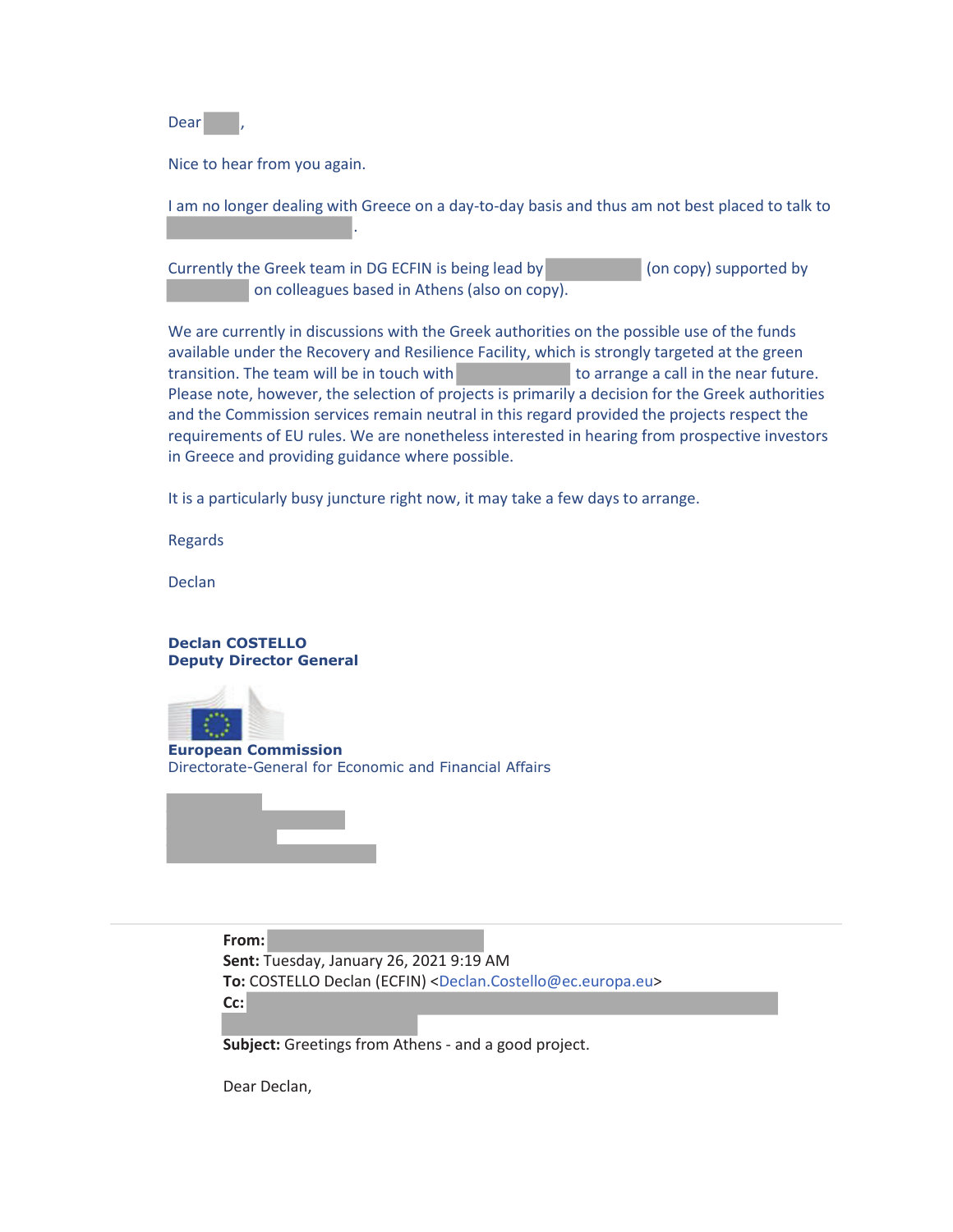Dear ,

Nice to hear from you again.

I am no longer dealing with Greece on a day-to-day basis and thus am not best placed to talk to .

Currently the Greek team in DG ECFIN is being lead by (on copy) supported by on colleagues based in Athens (also on copy).

We are currently in discussions with the Greek authorities on the possible use of the funds available under the Recovery and Resilience Facility, which is strongly targeted at the green transition. The team will be in touch with to arrange a call in the near future. Please note, however, the selection of projects is primarily a decision for the Greek authorities and the Commission services remain neutral in this regard provided the projects respect the requirements of EU rules. We are nonetheless interested in hearing from prospective investors in Greece and providing guidance where possible.

It is a particularly busy juncture right now, it may take a few days to arrange.

Regards

Declan

**Declan COSTELLO**
**Deputy Director General**

**European Commission**
Directorate-General for Economic and Financial Affairs

---

**From:**
**Sent:** Tuesday, January 26, 2021 9:19 AM
**To:** COSTELLO Declan (ECFIN) <Declan.Costello@ec.europa.eu>
**Cc:**
**Subject:** Greetings from Athens - and a good project.

Dear Declan,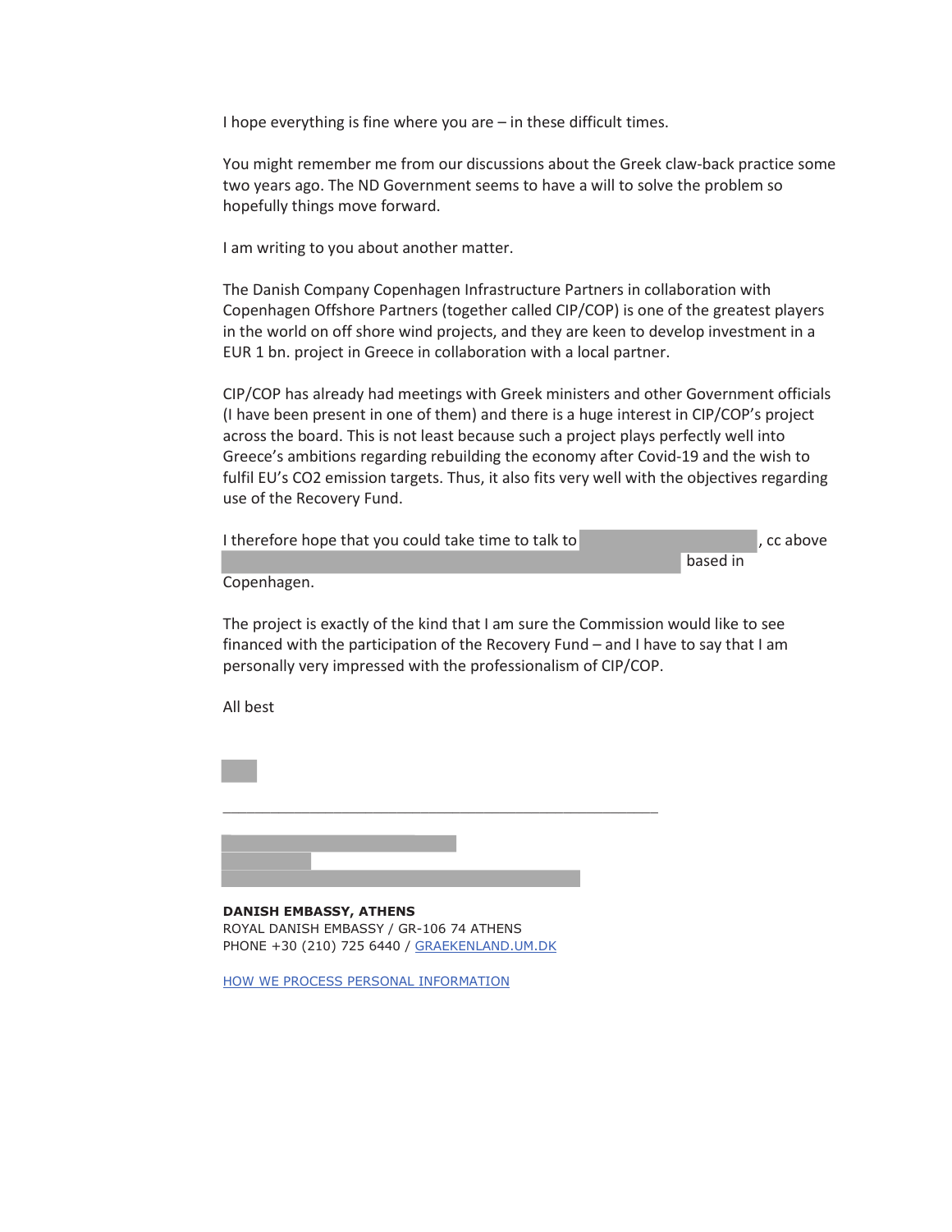I hope everything is fine where you are – in these difficult times.

You might remember me from our discussions about the Greek claw-back practice some two years ago. The ND Government seems to have a will to solve the problem so hopefully things move forward.

I am writing to you about another matter.

The Danish Company Copenhagen Infrastructure Partners in collaboration with Copenhagen Offshore Partners (together called CIP/COP) is one of the greatest players in the world on off shore wind projects, and they are keen to develop investment in a EUR 1 bn. project in Greece in collaboration with a local partner.

CIP/COP has already had meetings with Greek ministers and other Government officials (I have been present in one of them) and there is a huge interest in CIP/COP's project across the board. This is not least because such a project plays perfectly well into Greece's ambitions regarding rebuilding the economy after Covid-19 and the wish to fulfil EU's CO2 emission targets. Thus, it also fits very well with the objectives regarding use of the Recovery Fund.

I therefore hope that you could take time to talk to [redacted], cc above [redacted] based in Copenhagen.

The project is exactly of the kind that I am sure the Commission would like to see financed with the participation of the Recovery Fund – and I have to say that I am personally very impressed with the professionalism of CIP/COP.

All best

[redacted]

---

[redacted]

**DANISH EMBASSY, ATHENS**
ROYAL DANISH EMBASSY / GR-106 74 ATHENS
PHONE +30 (210) 725 6440 / GRAEKENLAND.UM.DK

HOW WE PROCESS PERSONAL INFORMATION